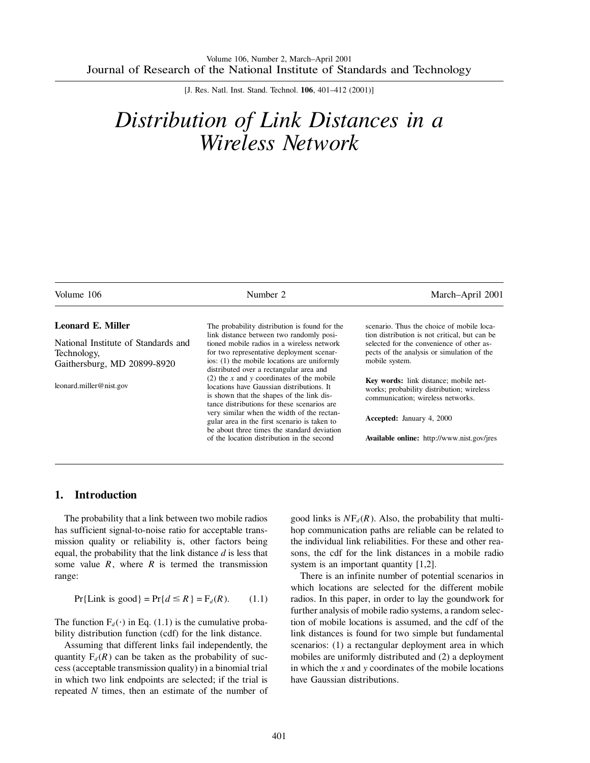# Distribution of Link Distances in a Wireless Network

**Leonard E. Miller**

National Institute of Standards and Technology,
Gaithersburg, MD 20899-8920

leonard.miller@nist.gov

The probability distribution is found for the link distance between two randomly positioned mobile radios in a wireless network for two representative deployment scenarios: (1) the mobile locations are uniformly distributed over a rectangular area and (2) the $x$ and $y$ coordinates of the mobile locations have Gaussian distributions. It is shown that the shapes of the link distance distributions for these scenarios are very similar when the width of the rectangular area in the first scenario is taken to be about three times the standard deviation of the location distribution in the second scenario. Thus the choice of mobile location distribution is not critical, but can be selected for the convenience of other aspects of the analysis or simulation of the mobile system.

**Key words:** link distance; mobile networks; probability distribution; wireless communication; wireless networks.

**Accepted:** January 4, 2000

**Available online:** http://www.nist.gov/jres

## 1. Introduction

The probability that a link between two mobile radios has sufficient signal-to-noise ratio for acceptable transmission quality or reliability is, other factors being equal, the probability that the link distance $d$ is less that some value $R$, where $R$ is termed the transmission range:

$$\Pr\{\text{Link is good}\} = \Pr\{d \leq R\} = \mathrm{F}_d(R). \qquad (1.1)$$

The function $\mathrm{F}_d(\cdot)$ in Eq. (1.1) is the cumulative probability distribution function (cdf) for the link distance.

Assuming that different links fail independently, the quantity $\mathrm{F}_d(R)$ can be taken as the probability of success (acceptable transmission quality) in a binomial trial in which two link endpoints are selected; if the trial is repeated $N$ times, then an estimate of the number of good links is $N\mathrm{F}_d(R)$. Also, the probability that multihop communication paths are reliable can be related to the individual link reliabilities. For these and other reasons, the cdf for the link distances in a mobile radio system is an important quantity [1,2].

There is an infinite number of potential scenarios in which locations are selected for the different mobile radios. In this paper, in order to lay the goundwork for further analysis of mobile radio systems, a random selection of mobile locations is assumed, and the cdf of the link distances is found for two simple but fundamental scenarios: (1) a rectangular deployment area in which mobiles are uniformly distributed and (2) a deployment in which the $x$ and $y$ coordinates of the mobile locations have Gaussian distributions.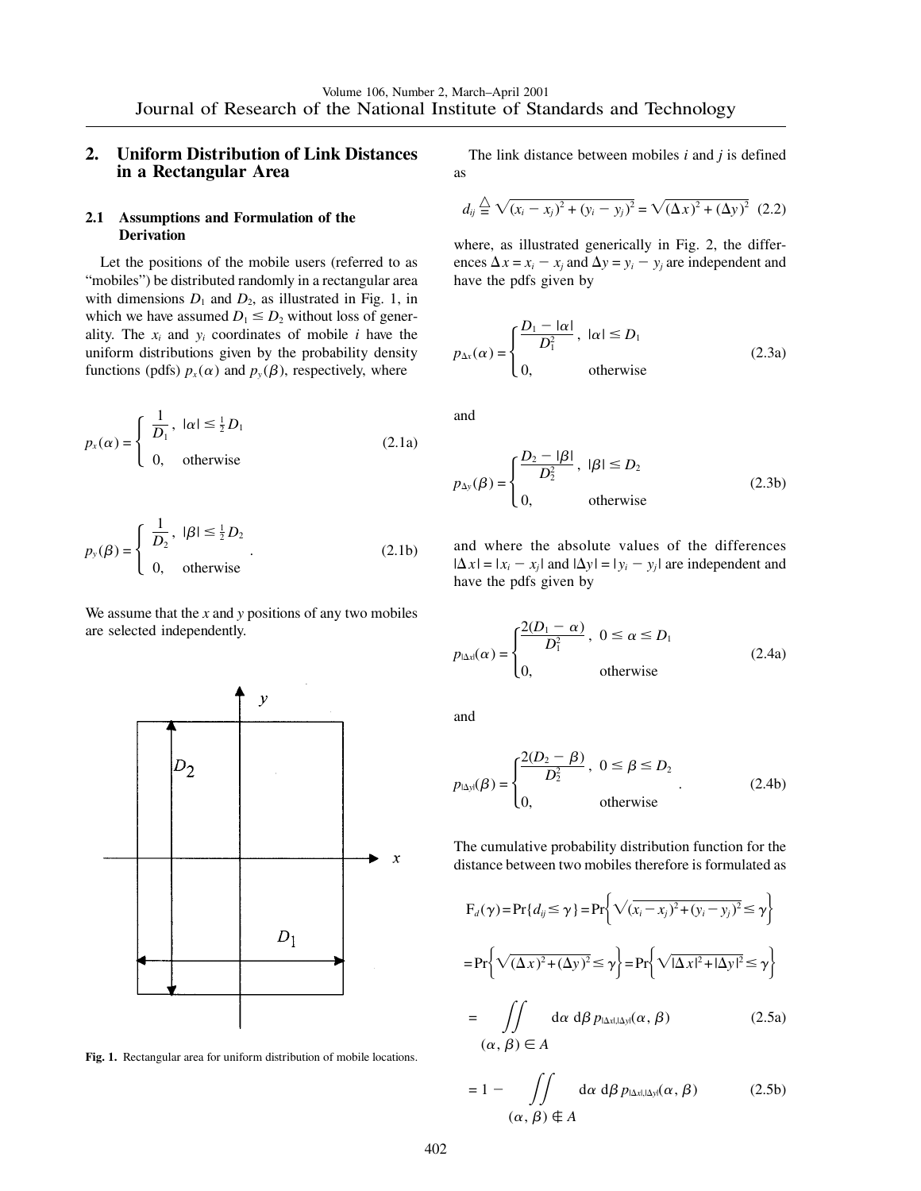## 2. Uniform Distribution of Link Distances in a Rectangular Area

### 2.1 Assumptions and Formulation of the Derivation

Let the positions of the mobile users (referred to as "mobiles") be distributed randomly in a rectangular area with dimensions $D_1$ and $D_2$, as illustrated in Fig. 1, in which we have assumed $D_1 \leq D_2$ without loss of generality. The $x_i$ and $y_i$ coordinates of mobile $i$ have the uniform distributions given by the probability density functions (pdfs) $p_x(\alpha)$ and $p_y(\beta)$, respectively, where

$$p_x(\alpha) = \begin{cases} \dfrac{1}{D_1}, & |\alpha| \leq \frac{1}{2} D_1 \\ 0, & \text{otherwise} \end{cases} \tag{2.1a}$$

$$p_y(\beta) = \begin{cases} \dfrac{1}{D_2}, & |\beta| \leq \frac{1}{2} D_2 \\ 0, & \text{otherwise} \end{cases} . \tag{2.1b}$$

We assume that the $x$ and $y$ positions of any two mobiles are selected independently.

Fig. 1. Rectangular area for uniform distribution of mobile locations.

The link distance between mobiles $i$ and $j$ is defined as

$$d_{ij} \triangleq \sqrt{(x_i - x_j)^2 + (y_i - y_j)^2} = \sqrt{(\Delta x)^2 + (\Delta y)^2} \tag{2.2}$$

where, as illustrated generically in Fig. 2, the differences $\Delta x = x_i - x_j$ and $\Delta y = y_i - y_j$ are independent and have the pdfs given by

$$p_{\Delta x}(\alpha) = \begin{cases} \dfrac{D_1 - |\alpha|}{D_1^2}, & |\alpha| \leq D_1 \\ 0, & \text{otherwise} \end{cases} \tag{2.3a}$$

and

$$p_{\Delta y}(\beta) = \begin{cases} \dfrac{D_2 - |\beta|}{D_2^2}, & |\beta| \leq D_2 \\ 0, & \text{otherwise} \end{cases} \tag{2.3b}$$

and where the absolute values of the differences $|\Delta x| = |x_i - x_j|$ and $|\Delta y| = |y_i - y_j|$ are independent and have the pdfs given by

$$p_{|\Delta x|}(\alpha) = \begin{cases} \dfrac{2(D_1 - \alpha)}{D_1^2}, & 0 \leq \alpha \leq D_1 \\ 0, & \text{otherwise} \end{cases} \tag{2.4a}$$

and

$$p_{|\Delta y|}(\beta) = \begin{cases} \dfrac{2(D_2 - \beta)}{D_2^2}, & 0 \leq \beta \leq D_2 \\ 0, & \text{otherwise} \end{cases} . \tag{2.4b}$$

The cumulative probability distribution function for the distance between two mobiles therefore is formulated as

$$\mathrm{F}_d(\gamma) = \Pr\{d_{ij} \leq \gamma\} = \Pr\left\{\sqrt{(x_i - x_j)^2 + (y_i - y_j)^2} \leq \gamma\right\}$$

$$= \Pr\left\{\sqrt{(\Delta x)^2 + (\Delta y)^2} \leq \gamma\right\} = \Pr\left\{\sqrt{|\Delta x|^2 + |\Delta y|^2} \leq \gamma\right\}$$

$$= \iint_{(\alpha, \beta) \in A} \mathrm{d}\alpha \, \mathrm{d}\beta \, p_{|\Delta x|, |\Delta y|}(\alpha, \beta) \tag{2.5a}$$

$$= 1 - \iint_{(\alpha, \beta) \notin A} \mathrm{d}\alpha \, \mathrm{d}\beta \, p_{|\Delta x|, |\Delta y|}(\alpha, \beta) \tag{2.5b}$$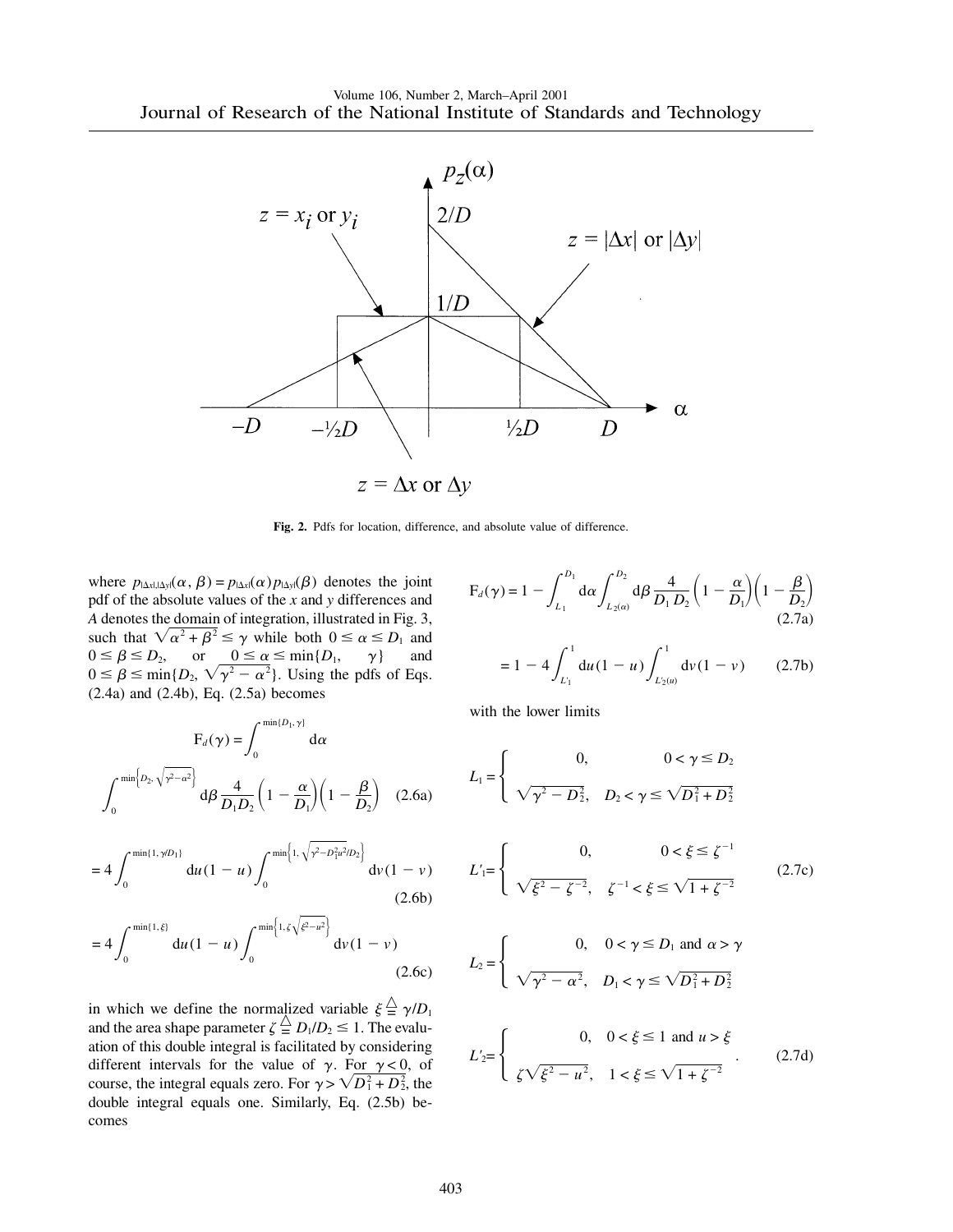Fig. 2. Pdfs for location, difference, and absolute value of difference.

where $p_{|\Delta x|,|\Delta y|}(\alpha, \beta) = p_{|\Delta x|}(\alpha) p_{|\Delta y|}(\beta)$ denotes the joint pdf of the absolute values of the $x$ and $y$ differences and $A$ denotes the domain of integration, illustrated in Fig. 3, such that $\sqrt{\alpha^2 + \beta^2} \leq \gamma$ while both $0 \leq \alpha \leq D_1$ and $0 \leq \beta \leq D_2$, or $0 \leq \alpha \leq \min\{D_1, \gamma\}$ and $0 \leq \beta \leq \min\{D_2, \sqrt{\gamma^2 - \alpha^2}\}$. Using the pdfs of Eqs. (2.4a) and (2.4b), Eq. (2.5a) becomes

$$F_d(\gamma) = \int_0^{\min\{D_1, \gamma\}} d\alpha \int_0^{\min\left\{D_2, \sqrt{\gamma^2 - \alpha^2}\right\}} d\beta \frac{4}{D_1 D_2}\left(1 - \frac{\alpha}{D_1}\right)\left(1 - \frac{\beta}{D_2}\right) \quad (2.6a)$$

$$= 4\int_0^{\min\{1, \gamma/D_1\}} du(1-u) \int_0^{\min\left\{1, \sqrt{\gamma^2 - D_1^2 u^2}/D_2\right\}} dv(1-v) \quad (2.6b)$$

$$= 4\int_0^{\min\{1, \xi\}} du(1-u) \int_0^{\min\left\{1, \zeta\sqrt{\xi^2 - u^2}\right\}} dv(1-v) \quad (2.6c)$$

in which we define the normalized variable $\xi \triangleq \gamma/D_1$ and the area shape parameter $\zeta \triangleq D_1/D_2 \leq 1$. The evaluation of this double integral is facilitated by considering different intervals for the value of $\gamma$. For $\gamma < 0$, of course, the integral equals zero. For $\gamma > \sqrt{D_1^2 + D_2^2}$, the double integral equals one. Similarly, Eq. (2.5b) becomes

$$F_d(\gamma) = 1 - \int_{L_1}^{D_1} d\alpha \int_{L_2(\alpha)}^{D_2} d\beta \frac{4}{D_1 D_2}\left(1 - \frac{\alpha}{D_1}\right)\left(1 - \frac{\beta}{D_2}\right) \quad (2.7a)$$

$$= 1 - 4\int_{L'_1}^{1} du(1-u) \int_{L'_2(u)}^{1} dv(1-v) \quad (2.7b)$$

with the lower limits

$$L_1 = \begin{cases} 0, & 0 < \gamma \leq D_2 \\ \sqrt{\gamma^2 - D_2^2}, & D_2 < \gamma \leq \sqrt{D_1^2 + D_2^2} \end{cases}$$

$$L'_1 = \begin{cases} 0, & 0 < \xi \leq \zeta^{-1} \\ \sqrt{\xi^2 - \zeta^{-2}}, & \zeta^{-1} < \xi \leq \sqrt{1 + \zeta^{-2}} \end{cases} \quad (2.7c)$$

$$L_2 = \begin{cases} 0, & 0 < \gamma \leq D_1 \text{ and } \alpha > \gamma \\ \sqrt{\gamma^2 - \alpha^2}, & D_1 < \gamma \leq \sqrt{D_1^2 + D_2^2} \end{cases}$$

$$L'_2 = \begin{cases} 0, & 0 < \xi \leq 1 \text{ and } u > \xi \\ \zeta\sqrt{\xi^2 - u^2}, & 1 < \xi \leq \sqrt{1 + \zeta^{-2}} \end{cases} . \quad (2.7d)$$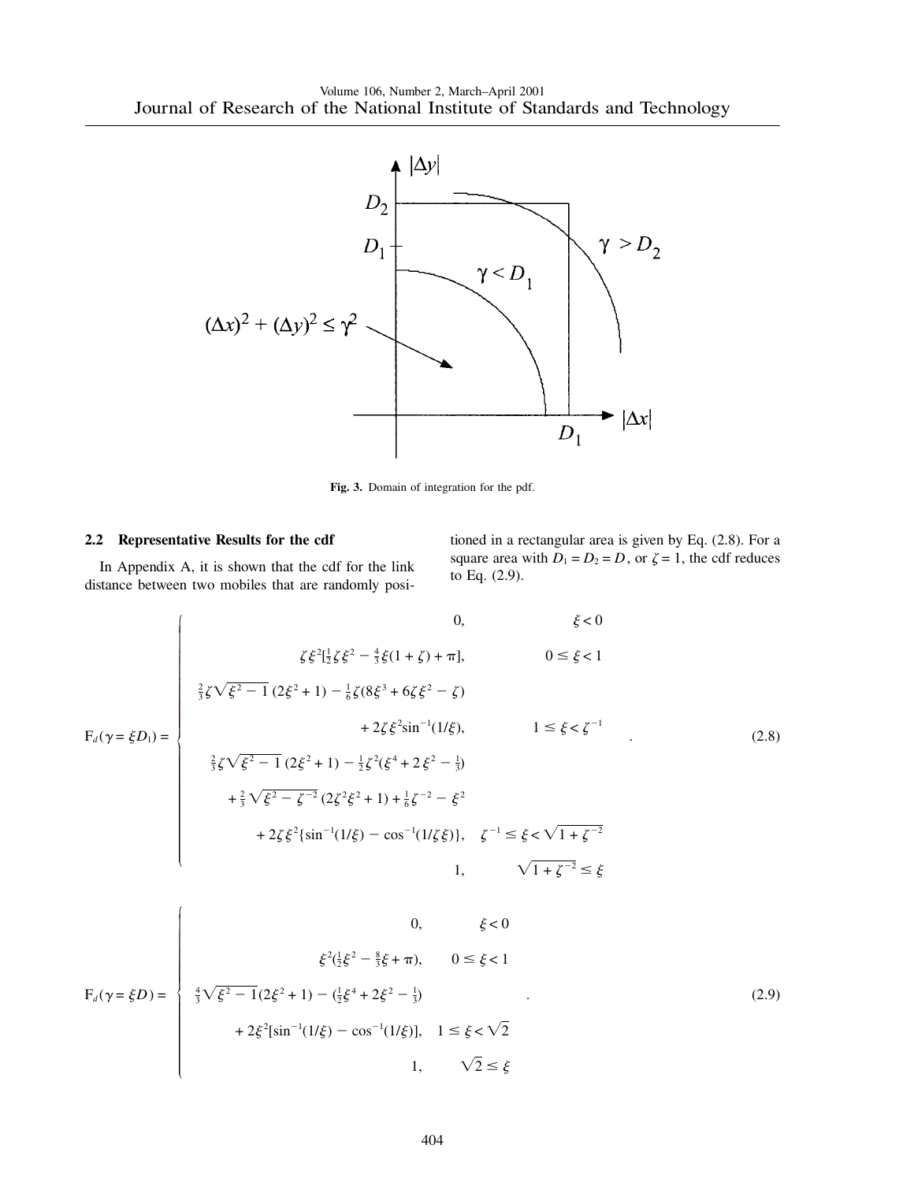**Fig. 3.** Domain of integration for the pdf.

### 2.2 Representative Results for the cdf

In Appendix A, it is shown that the cdf for the link distance between two mobiles that are randomly positioned in a rectangular area is given by Eq. (2.8). For a square area with $D_1 = D_2 = D$, or $\zeta = 1$, the cdf reduces to Eq. (2.9).

$$
\mathrm{F}_d(\gamma = \xi D_1) = \begin{cases}
0, & \xi < 0 \\
\zeta\xi^2[\frac{1}{2}\zeta\xi^2 - \frac{4}{3}\xi(1+\zeta) + \pi], & 0 \le \xi < 1 \\
\frac{2}{3}\zeta\sqrt{\xi^2 - 1}\,(2\xi^2 + 1) - \frac{1}{6}\zeta(8\xi^3 + 6\zeta\xi^2 - \zeta) \\
\quad + 2\zeta\xi^2 \sin^{-1}(1/\xi), & 1 \le \xi < \zeta^{-1} \\
\frac{2}{3}\zeta\sqrt{\xi^2 - 1}\,(2\xi^2 + 1) - \frac{1}{2}\zeta^2(\xi^4 + 2\,\xi^2 - \frac{1}{3}) \\
\quad + \frac{2}{3}\sqrt{\xi^2 - \zeta^{-2}}\,(2\zeta^2\xi^2 + 1) + \frac{1}{6}\zeta^{-2} - \xi^2 \\
\quad + 2\zeta\xi^2\{\sin^{-1}(1/\xi) - \cos^{-1}(1/\zeta\xi)\}, & \zeta^{-1} \le \xi < \sqrt{1 + \zeta^{-2}} \\
1, & \sqrt{1 + \zeta^{-2}} \le \xi
\end{cases} \quad . \tag{2.8}
$$

$$
\mathrm{F}_d(\gamma = \xi D) = \begin{cases}
0, & \xi < 0 \\
\xi^2(\frac{1}{2}\xi^2 - \frac{8}{3}\xi + \pi), & 0 \le \xi < 1 \\
\frac{4}{3}\sqrt{\xi^2 - 1}(2\xi^2 + 1) - (\frac{1}{2}\xi^4 + 2\xi^2 - \frac{1}{3}) \\
\quad + 2\xi^2[\sin^{-1}(1/\xi) - \cos^{-1}(1/\xi)], & 1 \le \xi < \sqrt{2} \\
1, & \sqrt{2} \le \xi
\end{cases} \quad . \tag{2.9}
$$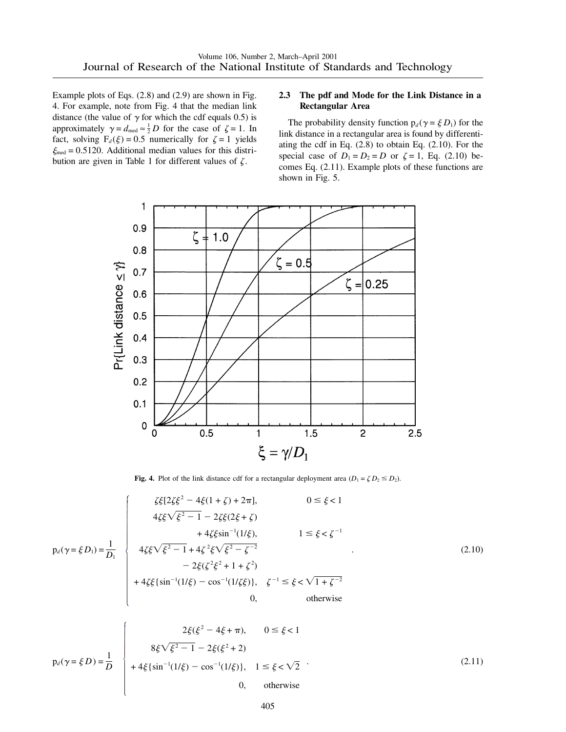Example plots of Eqs. (2.8) and (2.9) are shown in Fig. 4. For example, note from Fig. 4 that the median link distance (the value of $\gamma$ for which the cdf equals 0.5) is approximately $\gamma = d_{\text{med}} \approx \frac{1}{2} D$ for the case of $\zeta = 1$. In fact, solving $F_d(\xi) = 0.5$ numerically for $\zeta = 1$ yields $\xi_{\text{med}} = 0.5120$. Additional median values for this distribution are given in Table 1 for different values of $\zeta$.

### 2.3 The pdf and Mode for the Link Distance in a Rectangular Area

The probability density function $p_d(\gamma = \xi D_1)$ for the link distance in a rectangular area is found by differentiating the cdf in Eq. (2.8) to obtain Eq. (2.10). For the special case of $D_1 = D_2 = D$ or $\zeta = 1$, Eq. (2.10) becomes Eq. (2.11). Example plots of these functions are shown in Fig. 5.

**Fig. 4.** Plot of the link distance cdf for a rectangular deployment area ($D_1 = \zeta D_2 \le D_2$).

$$
p_d(\gamma = \xi D_1) = \frac{1}{D_1}
\begin{cases}
\zeta\xi[2\zeta\xi^2 - 4\xi(1+\zeta) + 2\pi], & 0 \le \xi < 1 \\
4\zeta\xi\sqrt{\xi^2 - 1} - 2\zeta\xi(2\xi + \zeta) + 4\zeta\xi\sin^{-1}(1/\xi), & 1 \le \xi < \zeta^{-1} \\
4\zeta\xi\sqrt{\xi^2 - 1} + 4\zeta^2\xi\sqrt{\xi^2 - \zeta^{-2}} - 2\xi(\zeta^2\xi^2 + 1 + \zeta^2) + 4\zeta\xi\{\sin^{-1}(1/\xi) - \cos^{-1}(1/\zeta\xi)\}, & \zeta^{-1} \le \xi < \sqrt{1 + \zeta^{-2}} \\
0, & \text{otherwise}
\end{cases} \tag{2.10}
$$

$$
p_d(\gamma = \xi D) = \frac{1}{D}
\begin{cases}
2\xi(\xi^2 - 4\xi + \pi), & 0 \le \xi < 1 \\
8\xi\sqrt{\xi^2 - 1} - 2\xi(\xi^2 + 2) + 4\xi\{\sin^{-1}(1/\xi) - \cos^{-1}(1/\xi)\}, & 1 \le \xi < \sqrt{2} \\
0, & \text{otherwise}
\end{cases} \tag{2.11}
$$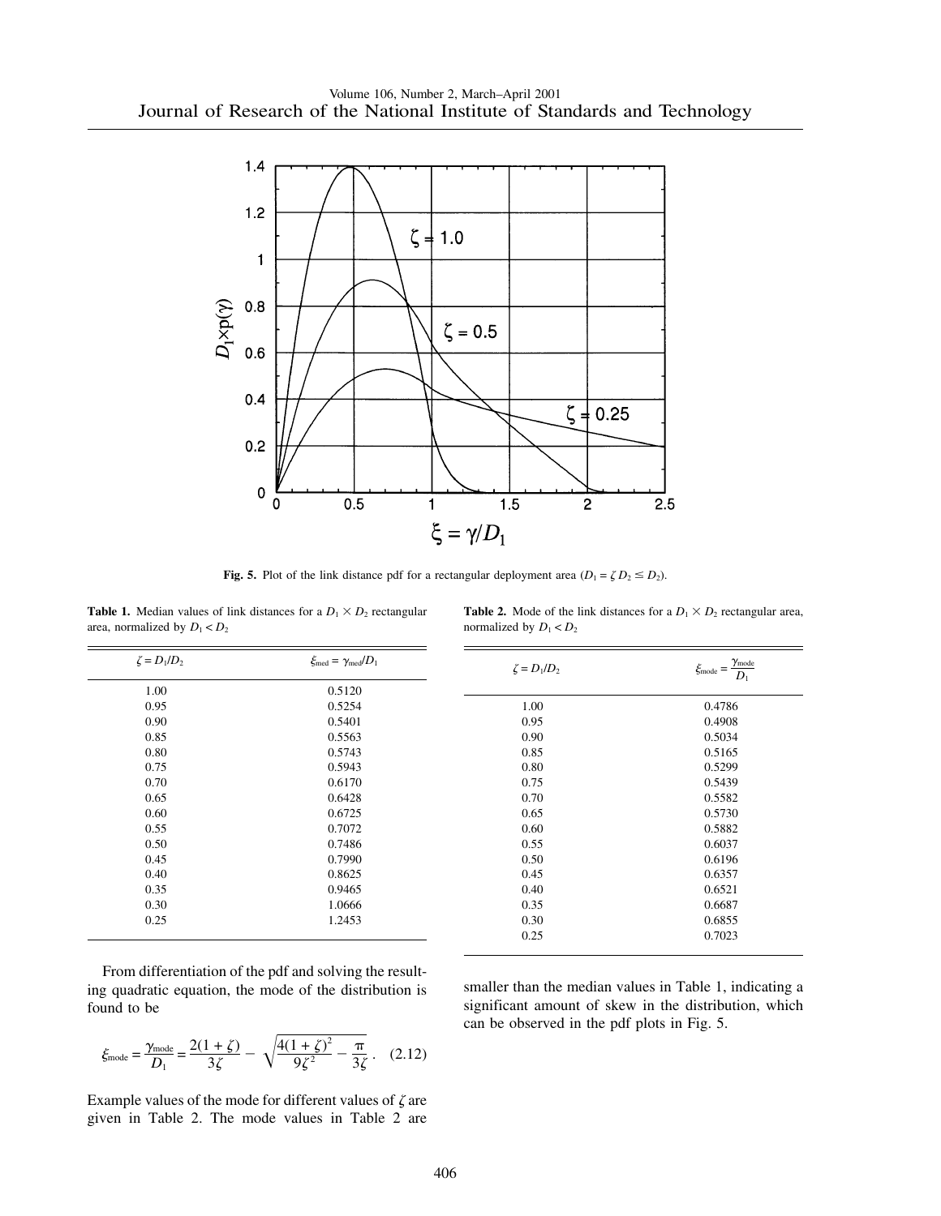**Fig. 5.** Plot of the link distance pdf for a rectangular deployment area ($D_1 = \zeta D_2 \leq D_2$).

**Table 1.** Median values of link distances for a $D_1 \times D_2$ rectangular area, normalized by $D_1 < D_2$

| $\zeta = D_1/D_2$ | $\xi_{\text{med}} = \gamma_{\text{med}}/D_1$ |
|---|---|
| 1.00 | 0.5120 |
| 0.95 | 0.5254 |
| 0.90 | 0.5401 |
| 0.85 | 0.5563 |
| 0.80 | 0.5743 |
| 0.75 | 0.5943 |
| 0.70 | 0.6170 |
| 0.65 | 0.6428 |
| 0.60 | 0.6725 |
| 0.55 | 0.7072 |
| 0.50 | 0.7486 |
| 0.45 | 0.7990 |
| 0.40 | 0.8625 |
| 0.35 | 0.9465 |
| 0.30 | 1.0666 |
| 0.25 | 1.2453 |

From differentiation of the pdf and solving the resulting quadratic equation, the mode of the distribution is found to be

$$\xi_{\text{mode}} = \frac{\gamma_{\text{mode}}}{D_1} = \frac{2(1+\zeta)}{3\zeta} - \sqrt{\frac{4(1+\zeta)^2}{9\zeta^2} - \frac{\pi}{3\zeta}} \,. \quad (2.12)$$

Example values of the mode for different values of $\zeta$ are given in Table 2. The mode values in Table 2 are smaller than the median values in Table 1, indicating a significant amount of skew in the distribution, which can be observed in the pdf plots in Fig. 5.

**Table 2.** Mode of the link distances for a $D_1 \times D_2$ rectangular area, normalized by $D_1 < D_2$

| $\zeta = D_1/D_2$ | $\xi_{\text{mode}} = \dfrac{\gamma_{\text{mode}}}{D_1}$ |
|---|---|
| 1.00 | 0.4786 |
| 0.95 | 0.4908 |
| 0.90 | 0.5034 |
| 0.85 | 0.5165 |
| 0.80 | 0.5299 |
| 0.75 | 0.5439 |
| 0.70 | 0.5582 |
| 0.65 | 0.5730 |
| 0.60 | 0.5882 |
| 0.55 | 0.6037 |
| 0.50 | 0.6196 |
| 0.45 | 0.6357 |
| 0.40 | 0.6521 |
| 0.35 | 0.6687 |
| 0.30 | 0.6855 |
| 0.25 | 0.7023 |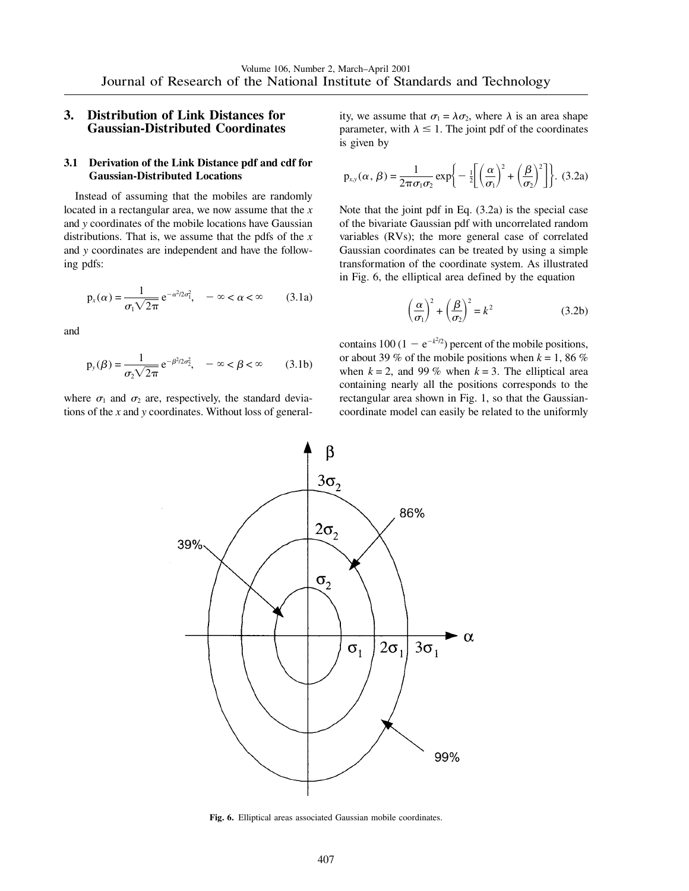## 3. Distribution of Link Distances for Gaussian-Distributed Coordinates

### 3.1 Derivation of the Link Distance pdf and cdf for Gaussian-Distributed Locations

Instead of assuming that the mobiles are randomly located in a rectangular area, we now assume that the $x$ and $y$ coordinates of the mobile locations have Gaussian distributions. That is, we assume that the pdfs of the $x$ and $y$ coordinates are independent and have the following pdfs:

$$\mathrm{p}_x(\alpha) = \frac{1}{\sigma_1\sqrt{2\pi}}\,\mathrm{e}^{-\alpha^2/2\sigma_1^2}, \quad -\infty < \alpha < \infty \tag{3.1a}$$

and

$$\mathrm{p}_y(\beta) = \frac{1}{\sigma_2\sqrt{2\pi}}\,\mathrm{e}^{-\beta^2/2\sigma_2^2}, \quad -\infty < \beta < \infty \tag{3.1b}$$

where $\sigma_1$ and $\sigma_2$ are, respectively, the standard deviations of the $x$ and $y$ coordinates. Without loss of generality, we assume that $\sigma_1 = \lambda\sigma_2$, where $\lambda$ is an area shape parameter, with $\lambda \leq 1$. The joint pdf of the coordinates is given by

$$\mathrm{p}_{x,y}(\alpha, \beta) = \frac{1}{2\pi\sigma_1\sigma_2}\exp\left\{-\tfrac{1}{2}\left[\left(\frac{\alpha}{\sigma_1}\right)^2 + \left(\frac{\beta}{\sigma_2}\right)^2\right]\right\}. \tag{3.2a}$$

Note that the joint pdf in Eq. (3.2a) is the special case of the bivariate Gaussian pdf with uncorrelated random variables (RVs); the more general case of correlated Gaussian coordinates can be treated by using a simple transformation of the coordinate system. As illustrated in Fig. 6, the elliptical area defined by the equation

$$\left(\frac{\alpha}{\sigma_1}\right)^2 + \left(\frac{\beta}{\sigma_2}\right)^2 = k^2 \tag{3.2b}$$

contains $100\,(1 - \mathrm{e}^{-k^2/2})$ percent of the mobile positions, or about 39 % of the mobile positions when $k = 1$, 86 % when $k = 2$, and 99 % when $k = 3$. The elliptical area containing nearly all the positions corresponds to the rectangular area shown in Fig. 1, so that the Gaussian-coordinate model can easily be related to the uniformly

**Fig. 6.** Elliptical areas associated Gaussian mobile coordinates.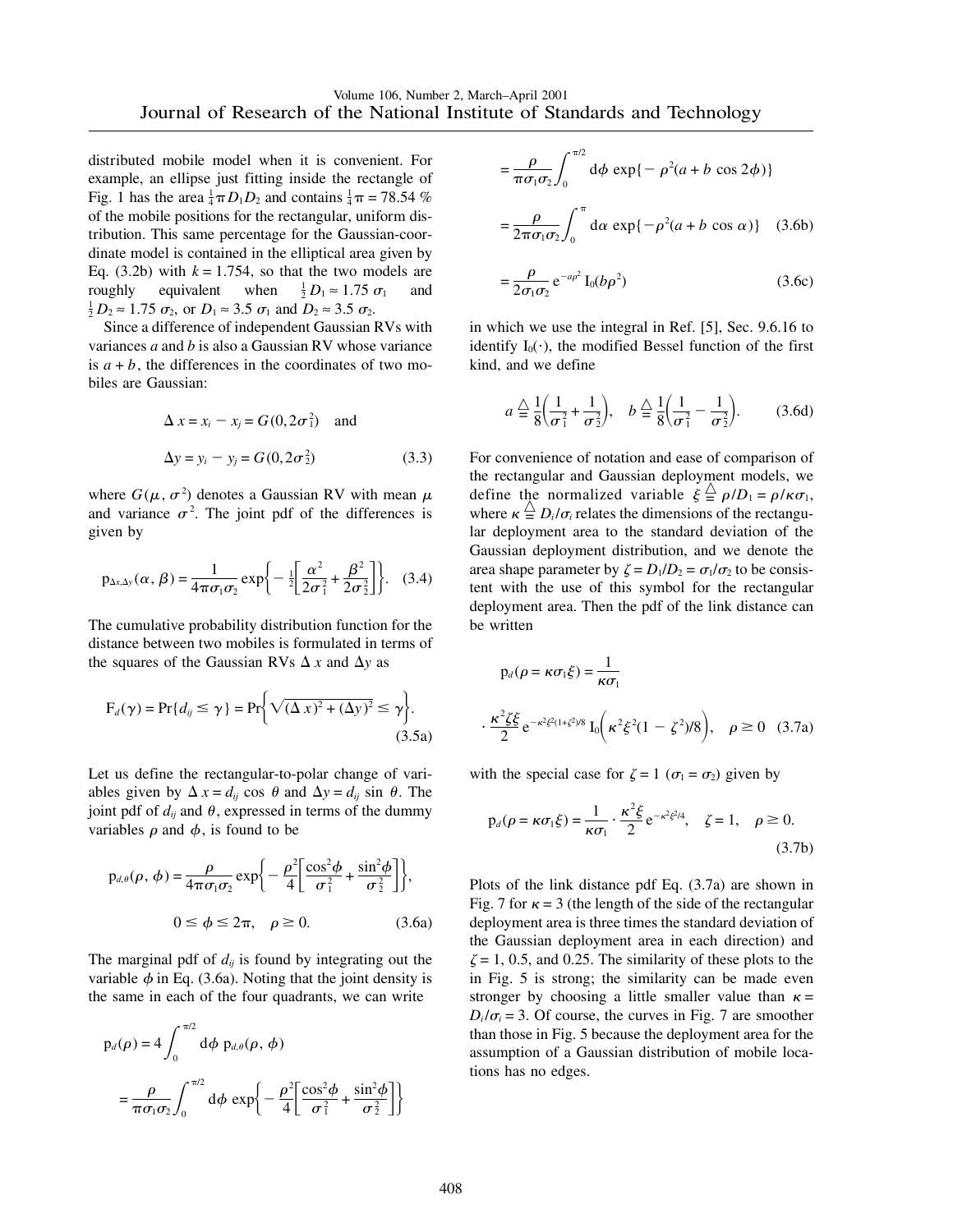distributed mobile model when it is convenient. For example, an ellipse just fitting inside the rectangle of Fig. 1 has the area $\frac{1}{4}\pi D_1 D_2$ and contains $\frac{1}{4}\pi = 78.54$ % of the mobile positions for the rectangular, uniform distribution. This same percentage for the Gaussian-coordinate model is contained in the elliptical area given by Eq. (3.2b) with $k = 1.754$, so that the two models are roughly equivalent when $\frac{1}{2}D_1 \approx 1.75\,\sigma_1$ and $\frac{1}{2}D_2 \approx 1.75\,\sigma_2$, or $D_1 \approx 3.5\,\sigma_1$ and $D_2 \approx 3.5\,\sigma_2$.

Since a difference of independent Gaussian RVs with variances $a$ and $b$ is also a Gaussian RV whose variance is $a + b$, the differences in the coordinates of two mobiles are Gaussian:

$$\Delta x = x_i - x_j = G(0, 2\sigma_1^2) \quad \text{and}$$

$$\Delta y = y_i - y_j = G(0, 2\sigma_2^2) \tag{3.3}$$

where $G(\mu, \sigma^2)$ denotes a Gaussian RV with mean $\mu$ and variance $\sigma^2$. The joint pdf of the differences is given by

$$\mathrm{p}_{\Delta x, \Delta y}(\alpha, \beta) = \frac{1}{4\pi\sigma_1\sigma_2}\exp\left\{-\tfrac{1}{2}\left[\frac{\alpha^2}{2\sigma_1^2} + \frac{\beta^2}{2\sigma_2^2}\right]\right\}. \tag{3.4}$$

The cumulative probability distribution function for the distance between two mobiles is formulated in terms of the squares of the Gaussian RVs $\Delta x$ and $\Delta y$ as

$$\mathrm{F}_d(\gamma) = \Pr\{d_{ij} \leq \gamma\} = \Pr\left\{\sqrt{(\Delta x)^2 + (\Delta y)^2} \leq \gamma\right\}. \tag{3.5a}$$

Let us define the rectangular-to-polar change of variables given by $\Delta x = d_{ij}\cos\theta$ and $\Delta y = d_{ij}\sin\theta$. The joint pdf of $d_{ij}$ and $\theta$, expressed in terms of the dummy variables $\rho$ and $\phi$, is found to be

$$\mathrm{p}_{d,\theta}(\rho, \phi) = \frac{\rho}{4\pi\sigma_1\sigma_2}\exp\left\{-\frac{\rho^2}{4}\left[\frac{\cos^2\phi}{\sigma_1^2} + \frac{\sin^2\phi}{\sigma_2^2}\right]\right\},$$

$$0 \leq \phi \leq 2\pi, \quad \rho \geq 0. \tag{3.6a}$$

The marginal pdf of $d_{ij}$ is found by integrating out the variable $\phi$ in Eq. (3.6a). Noting that the joint density is the same in each of the four quadrants, we can write

$$\mathrm{p}_d(\rho) = 4\int_0^{\pi/2} \mathrm{d}\phi\ \mathrm{p}_{d,\theta}(\rho, \phi)$$

$$= \frac{\rho}{\pi\sigma_1\sigma_2}\int_0^{\pi/2} \mathrm{d}\phi\ \exp\left\{-\frac{\rho^2}{4}\left[\frac{\cos^2\phi}{\sigma_1^2} + \frac{\sin^2\phi}{\sigma_2^2}\right]\right\}$$

$$= \frac{\rho}{\pi\sigma_1\sigma_2}\int_0^{\pi/2} \mathrm{d}\phi\ \exp\{-\rho^2(a + b\cos 2\phi)\}$$

$$= \frac{\rho}{2\pi\sigma_1\sigma_2}\int_0^{\pi} \mathrm{d}\alpha\ \exp\{-\rho^2(a + b\cos\alpha)\} \tag{3.6b}$$

$$= \frac{\rho}{2\sigma_1\sigma_2}\,\mathrm{e}^{-a\rho^2}\,\mathrm{I}_0(b\rho^2) \tag{3.6c}$$

in which we use the integral in Ref. [5], Sec. 9.6.16 to identify $\mathrm{I}_0(\cdot)$, the modified Bessel function of the first kind, and we define

$$a \triangleq \frac{1}{8}\left(\frac{1}{\sigma_1^2} + \frac{1}{\sigma_2^2}\right), \quad b \triangleq \frac{1}{8}\left(\frac{1}{\sigma_1^2} - \frac{1}{\sigma_2^2}\right). \tag{3.6d}$$

For convenience of notation and ease of comparison of the rectangular and Gaussian deployment models, we define the normalized variable $\xi \triangleq \rho/D_1 = \rho/\kappa\sigma_1$, where $\kappa \triangleq D_i/\sigma_i$ relates the dimensions of the rectangular deployment area to the standard deviation of the Gaussian deployment distribution, and we denote the area shape parameter by $\zeta = D_1/D_2 = \sigma_1/\sigma_2$ to be consistent with the use of this symbol for the rectangular deployment area. Then the pdf of the link distance can be written

$$\mathrm{p}_d(\rho = \kappa\sigma_1\xi) = \frac{1}{\kappa\sigma_1}$$

$$\cdot\,\frac{\kappa^2\zeta\xi}{2}\,\mathrm{e}^{-\kappa^2\xi^2(1+\zeta^2)/8}\,\mathrm{I}_0\!\left(\kappa^2\xi^2(1-\zeta^2)/8\right), \quad \rho \geq 0 \tag{3.7a}$$

with the special case for $\zeta = 1$ ($\sigma_1 = \sigma_2$) given by

$$\mathrm{p}_d(\rho = \kappa\sigma_1\xi) = \frac{1}{\kappa\sigma_1}\cdot\frac{\kappa^2\xi}{2}\,\mathrm{e}^{-\kappa^2\xi^2/4}, \quad \zeta = 1, \quad \rho \geq 0. \tag{3.7b}$$

Plots of the link distance pdf Eq. (3.7a) are shown in Fig. 7 for $\kappa = 3$ (the length of the side of the rectangular deployment area is three times the standard deviation of the Gaussian deployment area in each direction) and $\zeta = 1$, 0.5, and 0.25. The similarity of these plots to the in Fig. 5 is strong; the similarity can be made even stronger by choosing a little smaller value than $\kappa = D_i/\sigma_i = 3$. Of course, the curves in Fig. 7 are smoother than those in Fig. 5 because the deployment area for the assumption of a Gaussian distribution of mobile locations has no edges.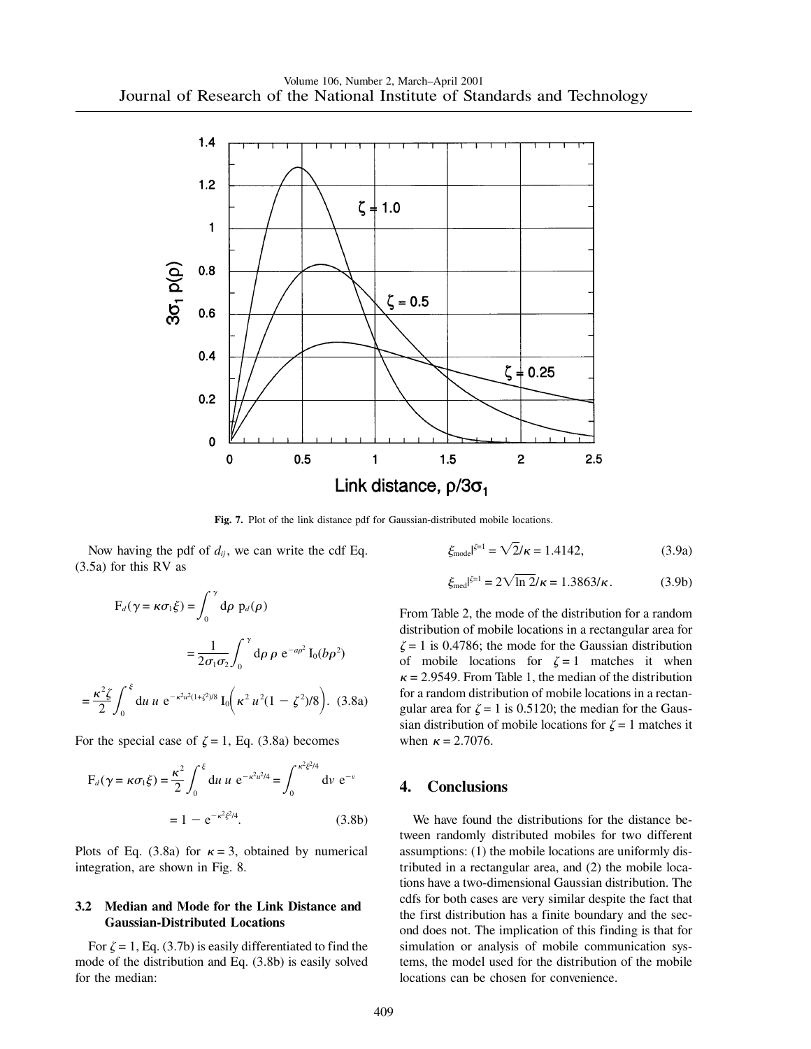Fig. 7. Plot of the link distance pdf for Gaussian-distributed mobile locations.

Now having the pdf of $d_{ij}$, we can write the cdf Eq. (3.5a) for this RV as

$$\mathrm{F}_d(\gamma = \kappa\sigma_1\xi) = \int_0^\gamma \mathrm{d}\rho\ \mathrm{p}_d(\rho)$$

$$= \frac{1}{2\sigma_1\sigma_2}\int_0^\gamma \mathrm{d}\rho\ \rho\ \mathrm{e}^{-a\rho^2}\ \mathrm{I}_0(b\rho^2)$$

$$= \frac{\kappa^2\zeta}{2}\int_0^\xi \mathrm{d}u\ u\ \mathrm{e}^{-\kappa^2u^2(1+\zeta^2)/8}\ \mathrm{I}_0\left(\kappa^2 u^2(1-\zeta^2)/8\right). \quad (3.8a)$$

For the special case of $\zeta = 1$, Eq. (3.8a) becomes

$$\mathrm{F}_d(\gamma = \kappa\sigma_1\xi) = \frac{\kappa^2}{2}\int_0^\xi \mathrm{d}u\ u\ \mathrm{e}^{-\kappa^2u^2/4} = \int_0^{\kappa^2\xi^2/4} \mathrm{d}v\ \mathrm{e}^{-v}$$

$$= 1 - \mathrm{e}^{-\kappa^2\xi^2/4}. \quad (3.8b)$$

Plots of Eq. (3.8a) for $\kappa = 3$, obtained by numerical integration, are shown in Fig. 8.

### 3.2 Median and Mode for the Link Distance and Gaussian-Distributed Locations

For $\zeta = 1$, Eq. (3.7b) is easily differentiated to find the mode of the distribution and Eq. (3.8b) is easily solved for the median:

$$\xi_{\mathrm{mode}}|^{\zeta=1} = \sqrt{2}/\kappa = 1.4142, \quad (3.9a)$$

$$\xi_{\mathrm{med}}|^{\zeta=1} = 2\sqrt{\ln 2}/\kappa = 1.3863/\kappa. \quad (3.9b)$$

From Table 2, the mode of the distribution for a random distribution of mobile locations in a rectangular area for $\zeta = 1$ is 0.4786; the mode for the Gaussian distribution of mobile locations for $\zeta = 1$ matches it when $\kappa = 2.9549$. From Table 1, the median of the distribution for a random distribution of mobile locations in a rectangular area for $\zeta = 1$ is 0.5120; the median for the Gaussian distribution of mobile locations for $\zeta = 1$ matches it when $\kappa = 2.7076$.

## 4. Conclusions

We have found the distributions for the distance between randomly distributed mobiles for two different assumptions: (1) the mobile locations are uniformly distributed in a rectangular area, and (2) the mobile locations have a two-dimensional Gaussian distribution. The cdfs for both cases are very similar despite the fact that the first distribution has a finite boundary and the second does not. The implication of this finding is that for simulation or analysis of mobile communication systems, the model used for the distribution of the mobile locations can be chosen for convenience.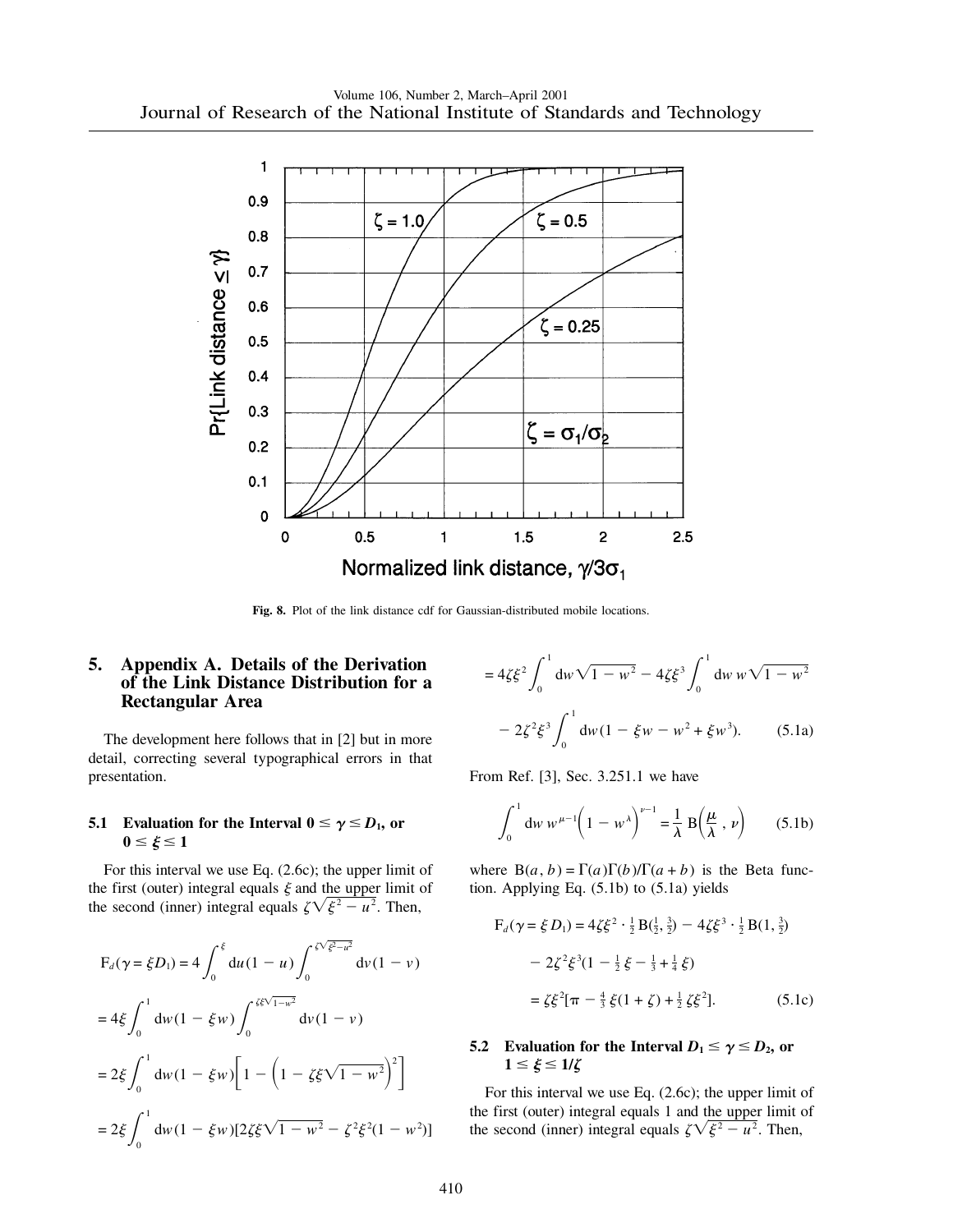**Fig. 8.** Plot of the link distance cdf for Gaussian-distributed mobile locations.

## 5. Appendix A. Details of the Derivation of the Link Distance Distribution for a Rectangular Area

The development here follows that in [2] but in more detail, correcting several typographical errors in that presentation.

### 5.1 Evaluation for the Interval $0 \le \gamma \le D_1$, or $0 \le \xi \le 1$

For this interval we use Eq. (2.6c); the upper limit of the first (outer) integral equals $\xi$ and the upper limit of the second (inner) integral equals $\zeta\sqrt{\xi^2 - u^2}$. Then,

$$
\begin{aligned}
\mathrm{F}_d(\gamma = \xi D_1) &= 4\int_0^{\xi} \mathrm{d}u(1-u)\int_0^{\zeta\sqrt{\xi^2-u^2}} \mathrm{d}v(1-v) \\
&= 4\xi\int_0^1 \mathrm{d}w(1-\xi w)\int_0^{\zeta\xi\sqrt{1-w^2}} \mathrm{d}v(1-v) \\
&= 2\xi\int_0^1 \mathrm{d}w(1-\xi w)\left[1-\left(1-\zeta\xi\sqrt{1-w^2}\right)^2\right] \\
&= 2\xi\int_0^1 \mathrm{d}w(1-\xi w)[2\zeta\xi\sqrt{1-w^2} - \zeta^2\xi^2(1-w^2)] \\
&= 4\zeta\xi^2\int_0^1 \mathrm{d}w\sqrt{1-w^2} - 4\zeta\xi^3\int_0^1 \mathrm{d}w\, w\sqrt{1-w^2} \\
&\quad - 2\zeta^2\xi^3\int_0^1 \mathrm{d}w(1-\xi w - w^2 + \xi w^3). \qquad (5.1a)
\end{aligned}
$$

From Ref. [3], Sec. 3.251.1 we have

$$
\int_0^1 \mathrm{d}w\, w^{\mu-1}\left(1-w^{\lambda}\right)^{\nu-1} = \frac{1}{\lambda}\,\mathrm{B}\!\left(\frac{\mu}{\lambda}, \nu\right) \qquad (5.1b)
$$

where $\mathrm{B}(a, b) = \Gamma(a)\Gamma(b)/\Gamma(a+b)$ is the Beta function. Applying Eq. (5.1b) to (5.1a) yields

$$
\begin{aligned}
\mathrm{F}_d(\gamma = \xi D_1) &= 4\zeta\xi^2 \cdot \tfrac{1}{2}\,\mathrm{B}(\tfrac{1}{2}, \tfrac{3}{2}) - 4\zeta\xi^3 \cdot \tfrac{1}{2}\,\mathrm{B}(1, \tfrac{3}{2}) \\
&\quad - 2\zeta^2\xi^3(1 - \tfrac{1}{2}\xi - \tfrac{1}{3} + \tfrac{1}{4}\xi) \\
&= \zeta\xi^2[\pi - \tfrac{4}{3}\xi(1+\zeta) + \tfrac{1}{2}\zeta\xi^2]. \qquad (5.1c)
\end{aligned}
$$

### 5.2 Evaluation for the Interval $D_1 \le \gamma \le D_2$, or $1 \le \xi \le 1/\zeta$

For this interval we use Eq. (2.6c); the upper limit of the first (outer) integral equals 1 and the upper limit of the second (inner) integral equals $\zeta\sqrt{\xi^2 - u^2}$. Then,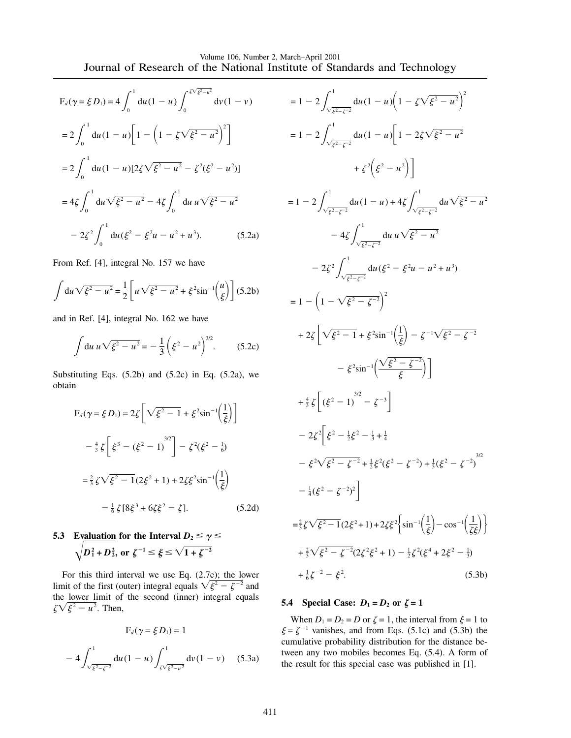$$
\begin{aligned}
F_d(\gamma = \xi D_1) &= 4\int_0^1 \mathrm{d}u(1-u)\int_0^{\zeta\sqrt{\xi^2-u^2}} \mathrm{d}v(1-v) \\
&= 2\int_0^1 \mathrm{d}u(1-u)\left[1-\left(1-\zeta\sqrt{\xi^2-u^2}\right)^2\right] \\
&= 2\int_0^1 \mathrm{d}u(1-u)[2\zeta\sqrt{\xi^2-u^2}-\zeta^2(\xi^2-u^2)] \\
&= 4\zeta\int_0^1 \mathrm{d}u\sqrt{\xi^2-u^2} - 4\zeta\int_0^1 \mathrm{d}u\, u\sqrt{\xi^2-u^2} \\
&\quad - 2\zeta^2\int_0^1 \mathrm{d}u(\xi^2-\xi^2u-u^2+u^3). \qquad (5.2a)
\end{aligned}
$$

From Ref. [4], integral No. 157 we have

$$
\int \mathrm{d}u\sqrt{\xi^2-u^2} = \frac{1}{2}\left[u\sqrt{\xi^2-u^2}+\xi^2\sin^{-1}\left(\frac{u}{\xi}\right)\right] \qquad (5.2b)
$$

and in Ref. [4], integral No. 162 we have

$$
\int \mathrm{d}u\, u\sqrt{\xi^2-u^2} = -\frac{1}{3}\left(\xi^2-u^2\right)^{3/2}. \qquad (5.2c)
$$

Substituting Eqs. (5.2b) and (5.2c) in Eq. (5.2a), we obtain

$$
\begin{aligned}
F_d(\gamma = \xi D_1) &= 2\zeta\left[\sqrt{\xi^2-1}+\xi^2\sin^{-1}\left(\frac{1}{\xi}\right)\right] \\
&\quad - \tfrac{4}{3}\zeta\left[\xi^3-(\xi^2-1)^{3/2}\right] - \zeta^2(\xi^2-\tfrac{1}{6}) \\
&= \tfrac{2}{3}\zeta\sqrt{\xi^2-1}(2\xi^2+1) + 2\zeta\xi^2\sin^{-1}\left(\frac{1}{\xi}\right) \\
&\quad - \tfrac{1}{6}\zeta[8\xi^3+6\zeta\xi^2-\zeta]. \qquad (5.2d)
\end{aligned}
$$

### 5.3 Evaluation for the Interval $D_2 \le \gamma \le \sqrt{D_1^2+D_2^2}$, or $\zeta^{-1} \le \xi \le \sqrt{1+\zeta^{-2}}$

For this third interval we use Eq. (2.7c); the lower limit of the first (outer) integral equals $\sqrt{\xi^2-\zeta^{-2}}$ and the lower limit of the second (inner) integral equals $\zeta\sqrt{\xi^2-u^2}$. Then,

$$
F_d(\gamma = \xi D_1) = 1 - 4\int_{\sqrt{\xi^2-\zeta^{-2}}}^1 \mathrm{d}u(1-u)\int_{\zeta\sqrt{\xi^2-u^2}}^1 \mathrm{d}v(1-v) \qquad (5.3a)
$$

$$
\begin{aligned}
&= 1 - 2\int_{\sqrt{\xi^2-\zeta^{-2}}}^1 \mathrm{d}u(1-u)\left(1-\zeta\sqrt{\xi^2-u^2}\right)^2 \\
&= 1 - 2\int_{\sqrt{\xi^2-\zeta^{-2}}}^1 \mathrm{d}u(1-u)\left[1-2\zeta\sqrt{\xi^2-u^2}+\zeta^2\left(\xi^2-u^2\right)\right] \\
&= 1 - 2\int_{\sqrt{\xi^2-\zeta^{-2}}}^1 \mathrm{d}u(1-u) + 4\zeta\int_{\sqrt{\xi^2-\zeta^{-2}}}^1 \mathrm{d}u\sqrt{\xi^2-u^2} \\
&\quad - 4\zeta\int_{\sqrt{\xi^2-\zeta^{-2}}}^1 \mathrm{d}u\, u\sqrt{\xi^2-u^2} \\
&\quad - 2\zeta^2\int_{\sqrt{\xi^2-\zeta^{-2}}}^1 \mathrm{d}u(\xi^2-\xi^2u-u^2+u^3) \\
&= 1 - \left(1-\sqrt{\xi^2-\zeta^{-2}}\right)^2 \\
&\quad + 2\zeta\left[\sqrt{\xi^2-1}+\xi^2\sin^{-1}\left(\frac{1}{\xi}\right)-\zeta^{-1}\sqrt{\xi^2-\zeta^{-2}} - \xi^2\sin^{-1}\left(\frac{\sqrt{\xi^2-\zeta^{-2}}}{\xi}\right)\right] \\
&\quad + \tfrac{4}{3}\zeta\left[(\xi^2-1)^{3/2}-\zeta^{-3}\right] \\
&\quad - 2\zeta^2\Big[\xi^2-\tfrac{1}{2}\xi^2-\tfrac{1}{3}+\tfrac{1}{4} \\
&\quad - \xi^2\sqrt{\xi^2-\zeta^{-2}}+\tfrac{1}{2}\xi^2(\xi^2-\zeta^{-2})+\tfrac{1}{3}(\xi^2-\zeta^{-2})^{3/2} \\
&\quad - \tfrac{1}{4}(\xi^2-\zeta^{-2})^2\Big] \\
&= \tfrac{2}{3}\zeta\sqrt{\xi^2-1}(2\xi^2+1) + 2\zeta\xi^2\left\{\sin^{-1}\left(\frac{1}{\xi}\right)-\cos^{-1}\left(\frac{1}{\zeta\xi}\right)\right\} \\
&\quad + \tfrac{2}{3}\sqrt{\xi^2-\zeta^{-2}}(2\zeta^2\xi^2+1) - \tfrac{1}{2}\zeta^2(\xi^4+2\xi^2-\tfrac{1}{3}) \\
&\quad + \tfrac{1}{6}\zeta^{-2} - \xi^2. \qquad (5.3b)
\end{aligned}
$$

### 5.4 Special Case: $D_1 = D_2$ or $\zeta = 1$

When $D_1 = D_2 = D$ or $\zeta = 1$, the interval from $\xi = 1$ to $\xi = \zeta^{-1}$ vanishes, and from Eqs. (5.1c) and (5.3b) the cumulative probability distribution for the distance between any two mobiles becomes Eq. (5.4). A form of the result for this special case was published in [1].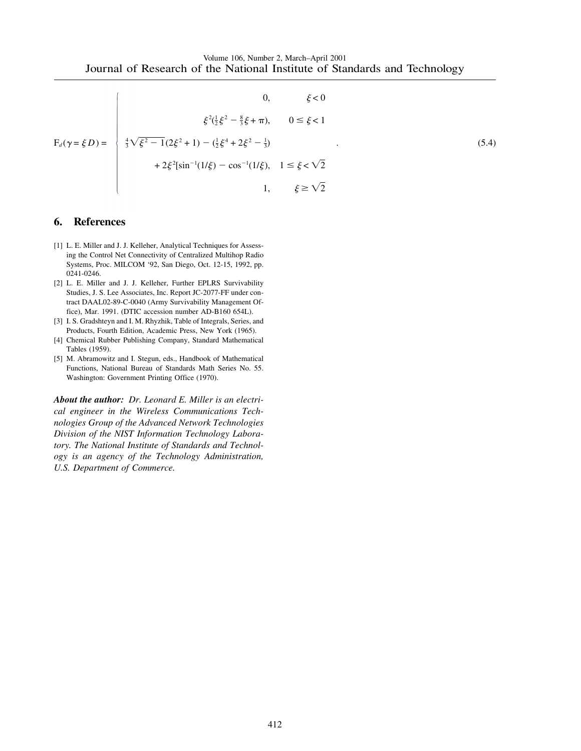$$
F_d(\gamma = \xi D) = \begin{cases} 0, & \xi < 0 \\ \xi^2(\frac{1}{2}\xi^2 - \frac{8}{3}\xi + \pi), & 0 \le \xi < 1 \\ \frac{4}{3}\sqrt{\xi^2 - 1}(2\xi^2 + 1) - (\frac{1}{2}\xi^4 + 2\xi^2 - \frac{1}{3}) & \\ \quad + 2\xi^2[\sin^{-1}(1/\xi) - \cos^{-1}(1/\xi), & 1 \le \xi < \sqrt{2} \\ 1, & \xi \ge \sqrt{2} \end{cases} . \tag{5.4}
$$

## 6. References

[1] L. E. Miller and J. J. Kelleher, Analytical Techniques for Assessing the Control Net Connectivity of Centralized Multihop Radio Systems, Proc. MILCOM '92, San Diego, Oct. 12-15, 1992, pp. 0241-0246.

[2] L. E. Miller and J. J. Kelleher, Further EPLRS Survivability Studies, J. S. Lee Associates, Inc. Report JC-2077-FF under contract DAAL02-89-C-0040 (Army Survivability Management Office), Mar. 1991. (DTIC accession number AD-B160 654L).

[3] I. S. Gradshteyn and I. M. Rhyzhik, Table of Integrals, Series, and Products, Fourth Edition, Academic Press, New York (1965).

[4] Chemical Rubber Publishing Company, Standard Mathematical Tables (1959).

[5] M. Abramowitz and I. Stegun, eds., Handbook of Mathematical Functions, National Bureau of Standards Math Series No. 55. Washington: Government Printing Office (1970).

***About the author:*** *Dr. Leonard E. Miller is an electrical engineer in the Wireless Communications Technologies Group of the Advanced Network Technologies Division of the NIST Information Technology Laboratory. The National Institute of Standards and Technology is an agency of the Technology Administration, U.S. Department of Commerce.*